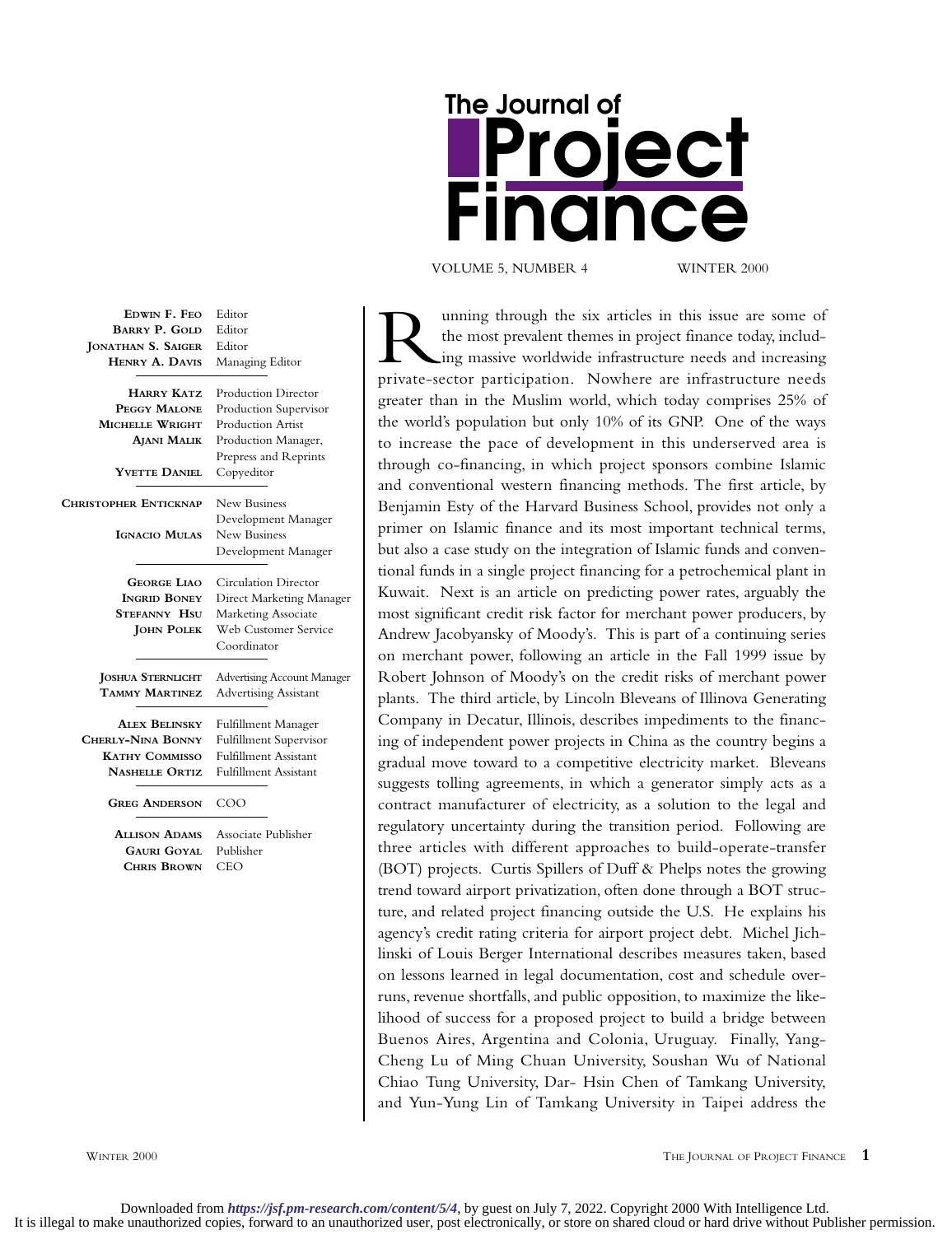# The Journal of Project Finance

VOLUME 5, NUMBER 4 WINTER 2000

| | |
|---|---|
| **Edwin F. Feo** | Editor |
| **Barry P. Gold** | Editor |
| **Jonathan S. Saiger** | Editor |
| **Henry A. Davis** | Managing Editor |
| **Harry Katz** | Production Director |
| **Peggy Malone** | Production Supervisor |
| **Michelle Wright** | Production Artist |
| **Ajani Malik** | Production Manager, Prepress and Reprints |
| **Yvette Daniel** | Copyeditor |
| **Christopher Enticknap** | New Business Development Manager |
| **Ignacio Mulas** | New Business Development Manager |
| **George Liao** | Circulation Director |
| **Ingrid Boney** | Direct Marketing Manager |
| **Stefanny Hsu** | Marketing Associate |
| **John Polek** | Web Customer Service Coordinator |
| **Joshua Sternlicht** | Advertising Account Manager |
| **Tammy Martinez** | Advertising Assistant |
| **Alex Belinsky** | Fulfillment Manager |
| **Cherly-Nina Bonny** | Fulfillment Supervisor |
| **Kathy Commisso** | Fulfillment Assistant |
| **Nashelle Ortiz** | Fulfillment Assistant |
| **Greg Anderson** | COO |
| **Allison Adams** | Associate Publisher |
| **Gauri Goyal** | Publisher |
| **Chris Brown** | CEO |

Running through the six articles in this issue are some of the most prevalent themes in project finance today, including massive worldwide infrastructure needs and increasing private-sector participation. Nowhere are infrastructure needs greater than in the Muslim world, which today comprises 25% of the world's population but only 10% of its GNP. One of the ways to increase the pace of development in this underserved area is through co-financing, in which project sponsors combine Islamic and conventional western financing methods. The first article, by Benjamin Esty of the Harvard Business School, provides not only a primer on Islamic finance and its most important technical terms, but also a case study on the integration of Islamic funds and conventional funds in a single project financing for a petrochemical plant in Kuwait. Next is an article on predicting power rates, arguably the most significant credit risk factor for merchant power producers, by Andrew Jacobyansky of Moody's. This is part of a continuing series on merchant power, following an article in the Fall 1999 issue by Robert Johnson of Moody's on the credit risks of merchant power plants. The third article, by Lincoln Bleveans of Illinova Generating Company in Decatur, Illinois, describes impediments to the financing of independent power projects in China as the country begins a gradual move toward to a competitive electricity market. Bleveans suggests tolling agreements, in which a generator simply acts as a contract manufacturer of electricity, as a solution to the legal and regulatory uncertainty during the transition period. Following are three articles with different approaches to build-operate-transfer (BOT) projects. Curtis Spillers of Duff & Phelps notes the growing trend toward airport privatization, often done through a BOT structure, and related project financing outside the U.S. He explains his agency's credit rating criteria for airport project debt. Michel Jichlinski of Louis Berger International describes measures taken, based on lessons learned in legal documentation, cost and schedule overruns, revenue shortfalls, and public opposition, to maximize the likelihood of success for a proposed project to build a bridge between Buenos Aires, Argentina and Colonia, Uruguay. Finally, Yang-Cheng Lu of Ming Chuan University, Soushan Wu of National Chiao Tung University, Dar- Hsin Chen of Tamkang University, and Yun-Yung Lin of Tamkang University in Taipei address the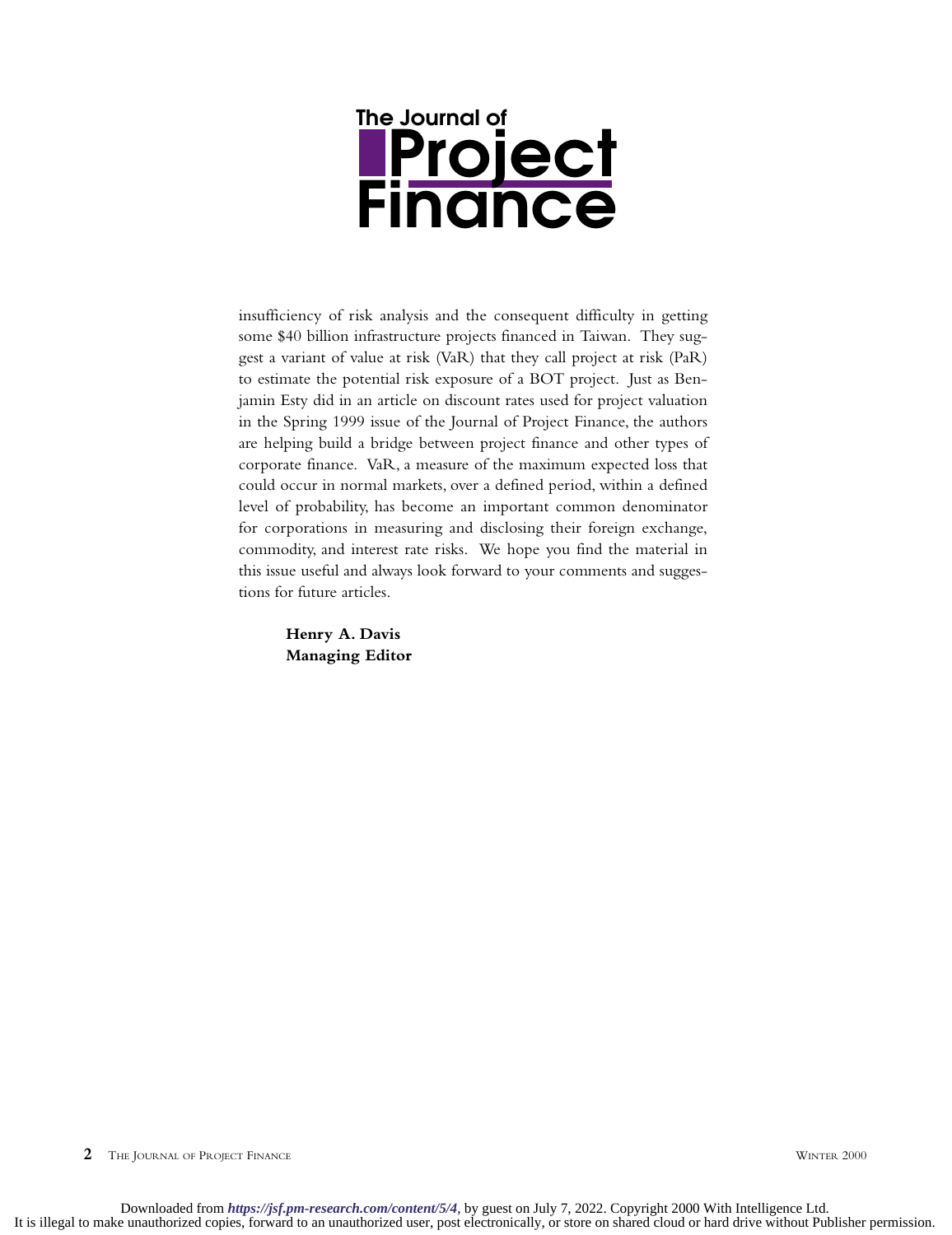insufficiency of risk analysis and the consequent difficulty in getting some $40 billion infrastructure projects financed in Taiwan. They suggest a variant of value at risk (VaR) that they call project at risk (PaR) to estimate the potential risk exposure of a BOT project. Just as Benjamin Esty did in an article on discount rates used for project valuation in the Spring 1999 issue of the Journal of Project Finance, the authors are helping build a bridge between project finance and other types of corporate finance. VaR, a measure of the maximum expected loss that could occur in normal markets, over a defined period, within a defined level of probability, has become an important common denominator for corporations in measuring and disclosing their foreign exchange, commodity, and interest rate risks. We hope you find the material in this issue useful and always look forward to your comments and suggestions for future articles.

**Henry A. Davis**
**Managing Editor**